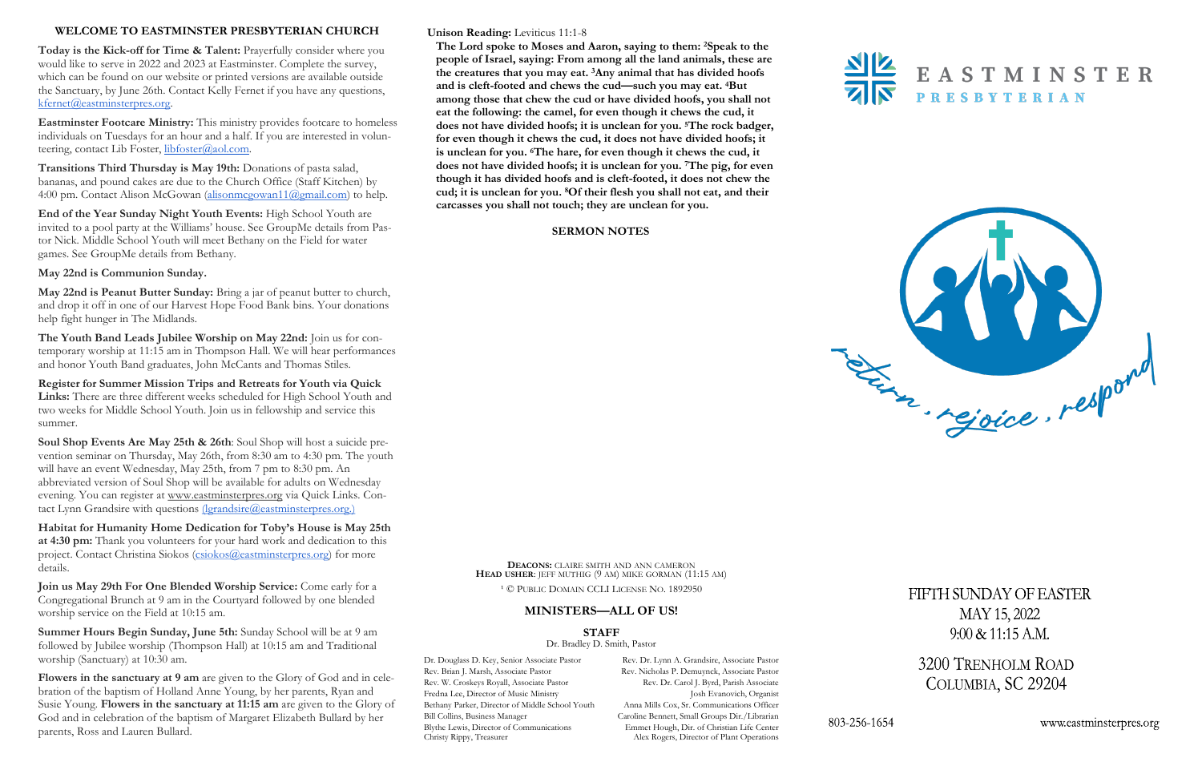## WELCOME TO EASTMINSTER PRESBYTERIAN CHURCH

**Today is the Kick-off for Time & Talent:** Prayerfully consider where you would like to serve in 2022 and 2023 at Eastminster. Complete the survey, which can be found on our website or printed versions are available outside the Sanctuary, by June 26th. Contact Kelly Fernet if you have any questions, kfernet@eastminsterpres.org.

**Eastminster Footcare Ministry:** This ministry provides footcare to homeless individuals on Tuesdays for an hour and a half. If you are interested in volunteering, contact Lib Foster, libfoster@aol.com.

**Transitions Third Thursday is May 19th:** Donations of pasta salad, bananas, and pound cakes are due to the Church Office (Staff Kitchen) by 4:00 pm. Contact Alison McGowan (alisonmcgowan11@gmail.com) to help.

**End of the Year Sunday Night Youth Events:** High School Youth are invited to a pool party at the Williams' house. See GroupMe details from Pastor Nick. Middle School Youth will meet Bethany on the Field for water games. See GroupMe details from Bethany.

**May 22nd is Communion Sunday.**

**May 22nd is Peanut Butter Sunday:** Bring a jar of peanut butter to church, and drop it off in one of our Harvest Hope Food Bank bins. Your donations help fight hunger in The Midlands.

**The Youth Band Leads Jubilee Worship on May 22nd:** Join us for contemporary worship at 11:15 am in Thompson Hall. We will hear performances and honor Youth Band graduates, John McCants and Thomas Stiles.

**Register for Summer Mission Trips and Retreats for Youth via Quick Links:** There are three different weeks scheduled for High School Youth and two weeks for Middle School Youth. Join us in fellowship and service this summer.

**Soul Shop Events Are May 25th & 26th**: Soul Shop will host a suicide prevention seminar on Thursday, May 26th, from 8:30 am to 4:30 pm. The youth will have an event Wednesday, May 25th, from 7 pm to 8:30 pm. An abbreviated version of Soul Shop will be available for adults on Wednesday evening. You can register at www.eastminsterpres.org via Quick Links. Contact Lynn Grandsire with questions (lgrandsire@eastminsterpres.org.)

**Habitat for Humanity Home Dedication for Toby's House is May 25th at 4:30 pm:** Thank you volunteers for your hard work and dedication to this project. Contact Christina Siokos (csiokos@eastminsterpres.org) for more details.

**Join us May 29th For One Blended Worship Service:** Come early for a Congregational Brunch at 9 am in the Courtyard followed by one blended worship service on the Field at 10:15 am.

**Summer Hours Begin Sunday, June 5th:** Sunday School will be at 9 am followed by Jubilee worship (Thompson Hall) at 10:15 am and Traditional worship (Sanctuary) at 10:30 am.

**Flowers in the sanctuary at 9 am** are given to the Glory of God and in celebration of the baptism of Holland Anne Young, by her parents, Ryan and Susie Young. **Flowers in the sanctuary at 11:15 am** are given to the Glory of God and in celebration of the baptism of Margaret Elizabeth Bullard by her parents, Ross and Lauren Bullard.

**Unison Reading:** Leviticus 11:1-8

**The Lord spoke to Moses and Aaron, saying to them: [2]Speak to the people of Israel, saying: From among all the land animals, these are the creatures that you may eat. [3]Any animal that has divided hoofs and is cleft-footed and chews the cud—such you may eat. [4]But among those that chew the cud or have divided hoofs, you shall not eat the following: the camel, for even though it chews the cud, it does not have divided hoofs; it is unclean for you. [5]The rock badger, for even though it chews the cud, it does not have divided hoofs; it is unclean for you. [6]The hare, for even though it chews the cud, it does not have divided hoofs; it is unclean for you. [7]The pig, for even though it has divided hoofs and is cleft-footed, it does not chew the cud; it is unclean for you. [8]Of their flesh you shall not eat, and their carcasses you shall not touch; they are unclean for you.**

### SERMON NOTES

**DEACONS:** CLAIRE SMITH AND ANN CAMERON
**HEAD USHER**: JEFF MUTHIG (9 AM) MIKE GORMAN (11:15 AM)

[1] © PUBLIC DOMAIN CCLI LICENSE NO. 1892950

### MINISTERS—ALL OF US!

**STAFF**

Dr. Bradley D. Smith, Pastor

Dr. Douglass D. Key, Senior Associate Pastor
Rev. Brian J. Marsh, Associate Pastor
Rev. W. Croskeys Royall, Associate Pastor
Fredna Lee, Director of Music Ministry
Bethany Parker, Director of Middle School Youth
Bill Collins, Business Manager
Blythe Lewis, Director of Communications
Christy Rippy, Treasurer

Rev. Dr. Lynn A. Grandsire, Associate Pastor
Rev. Nicholas P. Demuynck, Associate Pastor
Rev. Dr. Carol J. Byrd, Parish Associate
Josh Evanovich, Organist
Anna Mills Cox, Sr. Communications Officer
Caroline Bennett, Small Groups Dir./Librarian
Emmet Hough, Dir. of Christian Life Center
Alex Rogers, Director of Plant Operations

# EASTMINSTER PRESBYTERIAN

return . rejoice . respond

FIFTH SUNDAY OF EASTER
MAY 15, 2022
9:00 & 11:15 A.M.

3200 TRENHOLM ROAD
COLUMBIA, SC 29204

803-256-1654 www.eastminsterpres.org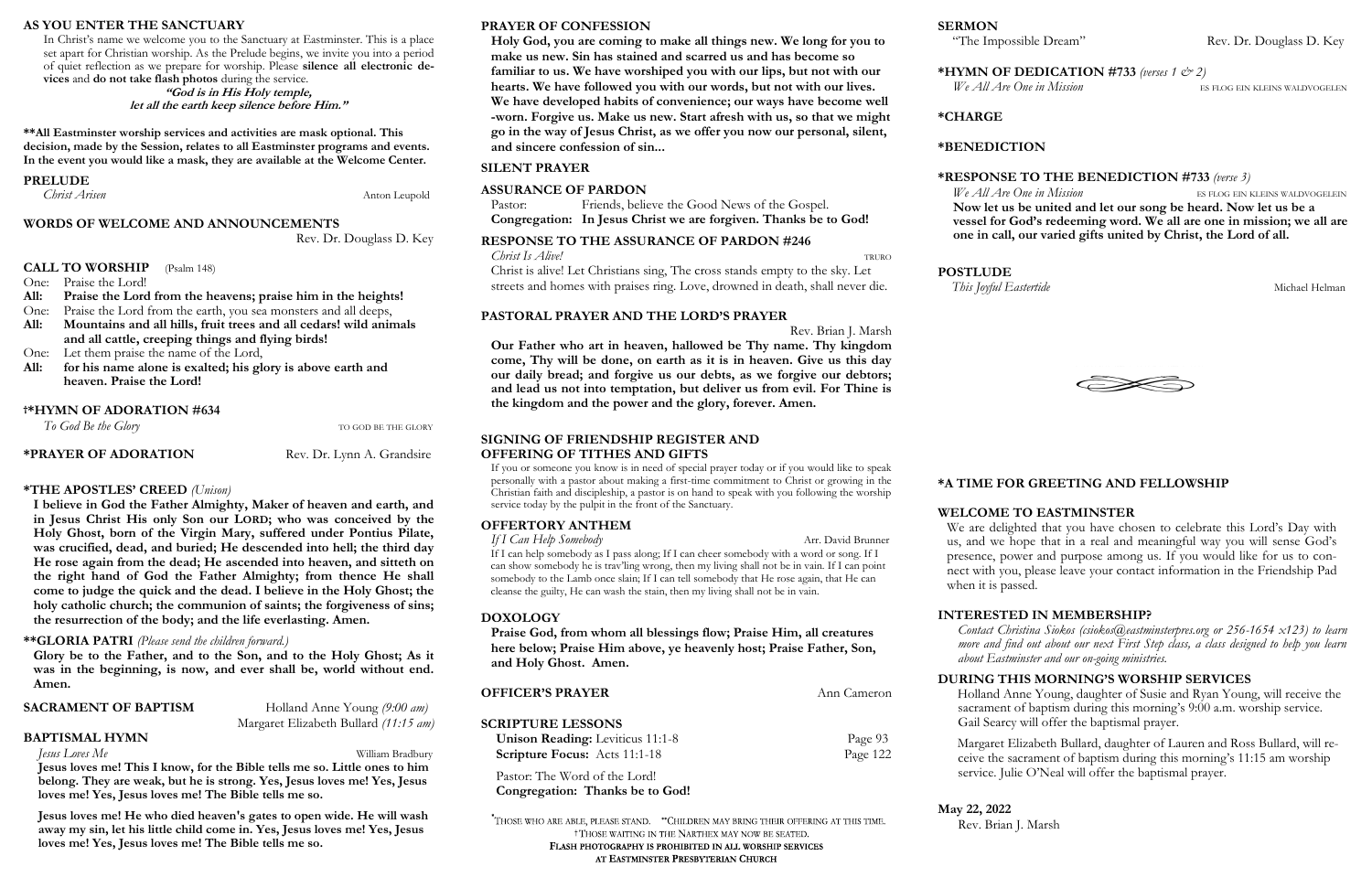## AS YOU ENTER THE SANCTUARY

In Christ's name we welcome you to the Sanctuary at Eastminster. This is a place set apart for Christian worship. As the Prelude begins, we invite you into a period of quiet reflection as we prepare for worship. Please **silence all electronic devices** and **do not take flash photos** during the service.

***"God is in His Holy temple, let all the earth keep silence before Him."***

**\*\*All Eastminster worship services and activities are mask optional. This decision, made by the Session, relates to all Eastminster programs and events. In the event you would like a mask, they are available at the Welcome Center.**

## PRELUDE

*Christ Arisen* — Anton Leupold

## WORDS OF WELCOME AND ANNOUNCEMENTS

Rev. Dr. Douglass D. Key

## CALL TO WORSHIP (Psalm 148)

One: Praise the Lord!

**All: Praise the Lord from the heavens; praise him in the heights!**

One: Praise the Lord from the earth, you sea monsters and all deeps,

**All: Mountains and all hills, fruit trees and all cedars! wild animals and all cattle, creeping things and flying birds!**

One: Let them praise the name of the Lord,

**All: for his name alone is exalted; his glory is above earth and heaven. Praise the Lord!**

## †*HYMN OF ADORATION #634

*To God Be the Glory* — TO GOD BE THE GLORY

## *PRAYER OF ADORATION

Rev. Dr. Lynn A. Grandsire

## *THE APOSTLES' CREED *(Unison)*

**I believe in God the Father Almighty, Maker of heaven and earth, and in Jesus Christ His only Son our LORD; who was conceived by the Holy Ghost, born of the Virgin Mary, suffered under Pontius Pilate, was crucified, dead, and buried; He descended into hell; the third day He rose again from the dead; He ascended into heaven, and sitteth on the right hand of God the Father Almighty; from thence He shall come to judge the quick and the dead. I believe in the Holy Ghost; the holy catholic church; the communion of saints; the forgiveness of sins; the resurrection of the body; and the life everlasting. Amen.**

## **GLORIA PATRI *(Please send the children forward.)*

**Glory be to the Father, and to the Son, and to the Holy Ghost; As it was in the beginning, is now, and ever shall be, world without end. Amen.**

## SACRAMENT OF BAPTISM

Holland Anne Young *(9:00 am)*
Margaret Elizabeth Bullard *(11:15 am)*

## BAPTISMAL HYMN

*Jesus Loves Me* — William Bradbury

**Jesus loves me! This I know, for the Bible tells me so. Little ones to him belong. They are weak, but he is strong. Yes, Jesus loves me! Yes, Jesus loves me! Yes, Jesus loves me! The Bible tells me so.**

**Jesus loves me! He who died heaven's gates to open wide. He will wash away my sin, let his little child come in. Yes, Jesus loves me! Yes, Jesus loves me! Yes, Jesus loves me! The Bible tells me so.**

## PRAYER OF CONFESSION

**Holy God, you are coming to make all things new. We long for you to make us new. Sin has stained and scarred us and has become so familiar to us. We have worshiped you with our lips, but not with our hearts. We have followed you with our words, but not with our lives. We have developed habits of convenience; our ways have become well-worn. Forgive us. Make us new. Start afresh with us, so that we might go in the way of Jesus Christ, as we offer you now our personal, silent, and sincere confession of sin...**

## SILENT PRAYER

## ASSURANCE OF PARDON

Pastor: Friends, believe the Good News of the Gospel.

**Congregation: In Jesus Christ we are forgiven. Thanks be to God!**

## RESPONSE TO THE ASSURANCE OF PARDON #246

*Christ Is Alive!* — TRURO

Christ is alive! Let Christians sing, The cross stands empty to the sky. Let streets and homes with praises ring. Love, drowned in death, shall never die.

## PASTORAL PRAYER AND THE LORD'S PRAYER

Rev. Brian J. Marsh

**Our Father who art in heaven, hallowed be Thy name. Thy kingdom come, Thy will be done, on earth as it is in heaven. Give us this day our daily bread; and forgive us our debts, as we forgive our debtors; and lead us not into temptation, but deliver us from evil. For Thine is the kingdom and the power and the glory, forever. Amen.**

## SIGNING OF FRIENDSHIP REGISTER AND OFFERING OF TITHES AND GIFTS

If you or someone you know is in need of special prayer today or if you would like to speak personally with a pastor about making a first-time commitment to Christ or growing in the Christian faith and discipleship, a pastor is on hand to speak with you following the worship service today by the pulpit in the front of the Sanctuary.

## OFFERTORY ANTHEM

*If I Can Help Somebody* — Arr. David Brunner

If I can help somebody as I pass along; If I can cheer somebody with a word or song. If I can show somebody he is trav'ling wrong, then my living shall not be in vain. If I can point somebody to the Lamb once slain; If I can tell somebody that He rose again, that He can cleanse the guilty, He can wash the stain, then my living shall not be in vain.

## DOXOLOGY

**Praise God, from whom all blessings flow; Praise Him, all creatures here below; Praise Him above, ye heavenly host; Praise Father, Son, and Holy Ghost. Amen.**

## OFFICER'S PRAYER

Ann Cameron

## SCRIPTURE LESSONS

**Unison Reading:** Leviticus 11:1-8 — Page 93

**Scripture Focus:** Acts 11:1-18 — Page 122

Pastor: The Word of the Lord!

**Congregation: Thanks be to God!**

*Those who are able, please stand. **Children may bring their offering at this time.
†Those waiting in the Narthex may now be seated.
**Flash photography is prohibited in all worship services at Eastminster Presbyterian Church**

## SERMON

"The Impossible Dream" — Rev. Dr. Douglass D. Key

## *HYMN OF DEDICATION #733 *(verses 1 & 2)*

*We All Are One in Mission* — ES FLOG EIN KLEINS WALDVOGELEN

## *CHARGE

## *BENEDICTION

## *RESPONSE TO THE BENEDICTION #733 *(verse 3)*

*We All Are One in Mission* — ES FLOG EIN KLEINS WALDVOGELEIN

**Now let us be united and let our song be heard. Now let us be a vessel for God's redeeming word. We all are one in mission; we all are one in call, our varied gifts united by Christ, the Lord of all.**

## POSTLUDE

*This Joyful Eastertide* — Michael Helman

## *A TIME FOR GREETING AND FELLOWSHIP

## WELCOME TO EASTMINSTER

We are delighted that you have chosen to celebrate this Lord's Day with us, and we hope that in a real and meaningful way you will sense God's presence, power and purpose among us. If you would like for us to connect with you, please leave your contact information in the Friendship Pad when it is passed.

## INTERESTED IN MEMBERSHIP?

*Contact Christina Siokos (csiokos@eastminsterpres.org or 256-1654 x123) to learn more and find out about our next First Step class, a class designed to help you learn about Eastminster and our on-going ministries.*

## DURING THIS MORNING'S WORSHIP SERVICES

Holland Anne Young, daughter of Susie and Ryan Young, will receive the sacrament of baptism during this morning's 9:00 a.m. worship service. Gail Searcy will offer the baptismal prayer.

Margaret Elizabeth Bullard, daughter of Lauren and Ross Bullard, will receive the sacrament of baptism during this morning's 11:15 am worship service. Julie O'Neal will offer the baptismal prayer.

**May 22, 2022**
Rev. Brian J. Marsh